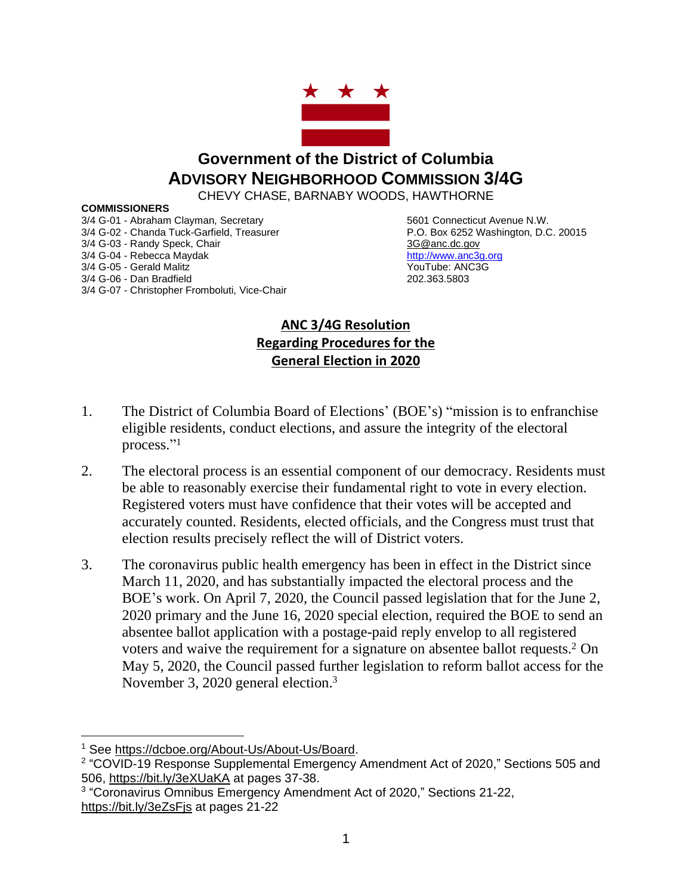# Government of the District of Columbia
## ADVISORY NEIGHBORHOOD COMMISSION 3/4G

CHEVY CHASE, BARNABY WOODS, HAWTHORNE

**COMMISSIONERS**

3/4 G-01 - Abraham Clayman, Secretary
3/4 G-02 - Chanda Tuck-Garfield, Treasurer
3/4 G-03 - Randy Speck, Chair
3/4 G-04 - Rebecca Maydak
3/4 G-05 - Gerald Malitz
3/4 G-06 - Dan Bradfield
3/4 G-07 - Christopher Fromboluti, Vice-Chair

5601 Connecticut Avenue N.W.
P.O. Box 6252 Washington, D.C. 20015
3G@anc.dc.gov
http://www.anc3g.org
YouTube: ANC3G
202.363.5803

## ANC 3/4G Resolution Regarding Procedures for the General Election in 2020

1. The District of Columbia Board of Elections' (BOE's) "mission is to enfranchise eligible residents, conduct elections, and assure the integrity of the electoral process."[1]

2. The electoral process is an essential component of our democracy. Residents must be able to reasonably exercise their fundamental right to vote in every election. Registered voters must have confidence that their votes will be accepted and accurately counted. Residents, elected officials, and the Congress must trust that election results precisely reflect the will of District voters.

3. The coronavirus public health emergency has been in effect in the District since March 11, 2020, and has substantially impacted the electoral process and the BOE's work. On April 7, 2020, the Council passed legislation that for the June 2, 2020 primary and the June 16, 2020 special election, required the BOE to send an absentee ballot application with a postage-paid reply envelop to all registered voters and waive the requirement for a signature on absentee ballot requests.[2] On May 5, 2020, the Council passed further legislation to reform ballot access for the November 3, 2020 general election.[3]

---

[1] See https://dcboe.org/About-Us/About-Us/Board.

[2] "COVID-19 Response Supplemental Emergency Amendment Act of 2020," Sections 505 and 506, https://bit.ly/3eXUaKA at pages 37-38.

[3] "Coronavirus Omnibus Emergency Amendment Act of 2020," Sections 21-22, https://bit.ly/3eZsFjs at pages 21-22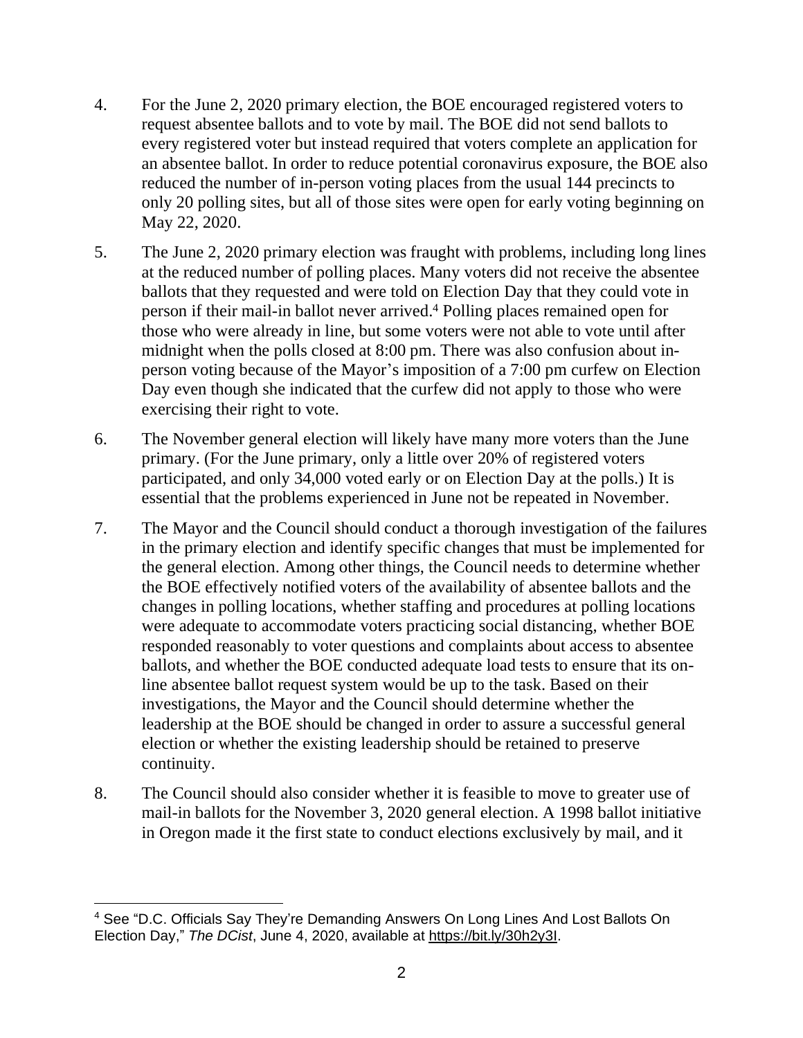4. For the June 2, 2020 primary election, the BOE encouraged registered voters to request absentee ballots and to vote by mail. The BOE did not send ballots to every registered voter but instead required that voters complete an application for an absentee ballot. In order to reduce potential coronavirus exposure, the BOE also reduced the number of in-person voting places from the usual 144 precincts to only 20 polling sites, but all of those sites were open for early voting beginning on May 22, 2020.

5. The June 2, 2020 primary election was fraught with problems, including long lines at the reduced number of polling places. Many voters did not receive the absentee ballots that they requested and were told on Election Day that they could vote in person if their mail-in ballot never arrived.[4] Polling places remained open for those who were already in line, but some voters were not able to vote until after midnight when the polls closed at 8:00 pm. There was also confusion about in-person voting because of the Mayor's imposition of a 7:00 pm curfew on Election Day even though she indicated that the curfew did not apply to those who were exercising their right to vote.

6. The November general election will likely have many more voters than the June primary. (For the June primary, only a little over 20% of registered voters participated, and only 34,000 voted early or on Election Day at the polls.) It is essential that the problems experienced in June not be repeated in November.

7. The Mayor and the Council should conduct a thorough investigation of the failures in the primary election and identify specific changes that must be implemented for the general election. Among other things, the Council needs to determine whether the BOE effectively notified voters of the availability of absentee ballots and the changes in polling locations, whether staffing and procedures at polling locations were adequate to accommodate voters practicing social distancing, whether BOE responded reasonably to voter questions and complaints about access to absentee ballots, and whether the BOE conducted adequate load tests to ensure that its on-line absentee ballot request system would be up to the task. Based on their investigations, the Mayor and the Council should determine whether the leadership at the BOE should be changed in order to assure a successful general election or whether the existing leadership should be retained to preserve continuity.

8. The Council should also consider whether it is feasible to move to greater use of mail-in ballots for the November 3, 2020 general election. A 1998 ballot initiative in Oregon made it the first state to conduct elections exclusively by mail, and it

---

[4] See "D.C. Officials Say They're Demanding Answers On Long Lines And Lost Ballots On Election Day," *The DCist*, June 4, 2020, available at https://bit.ly/30h2y3I.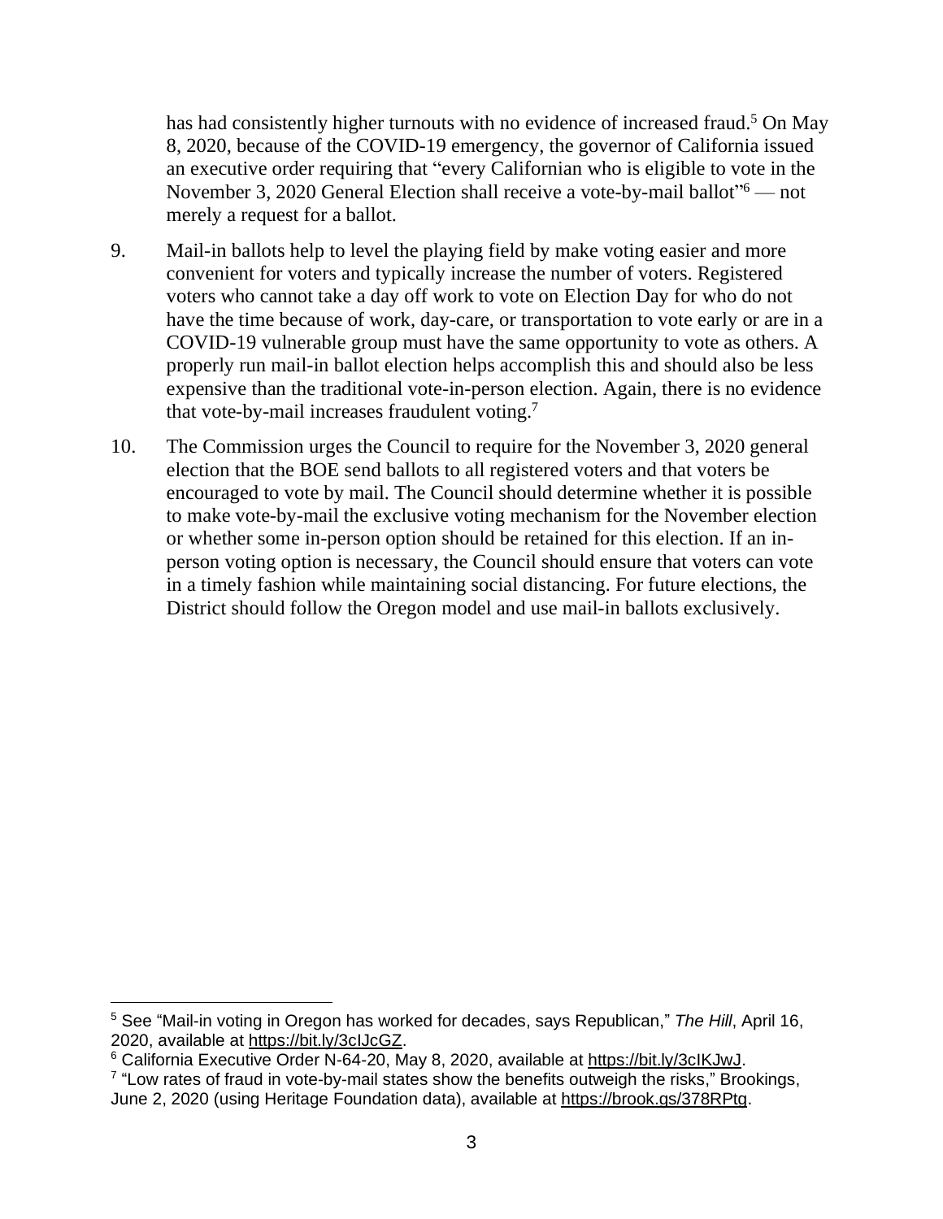has had consistently higher turnouts with no evidence of increased fraud.[5] On May 8, 2020, because of the COVID-19 emergency, the governor of California issued an executive order requiring that "every Californian who is eligible to vote in the November 3, 2020 General Election shall receive a vote-by-mail ballot"[6] — not merely a request for a ballot.

9. Mail-in ballots help to level the playing field by make voting easier and more convenient for voters and typically increase the number of voters. Registered voters who cannot take a day off work to vote on Election Day for who do not have the time because of work, day-care, or transportation to vote early or are in a COVID-19 vulnerable group must have the same opportunity to vote as others. A properly run mail-in ballot election helps accomplish this and should also be less expensive than the traditional vote-in-person election. Again, there is no evidence that vote-by-mail increases fraudulent voting.[7]

10. The Commission urges the Council to require for the November 3, 2020 general election that the BOE send ballots to all registered voters and that voters be encouraged to vote by mail. The Council should determine whether it is possible to make vote-by-mail the exclusive voting mechanism for the November election or whether some in-person option should be retained for this election. If an in-person voting option is necessary, the Council should ensure that voters can vote in a timely fashion while maintaining social distancing. For future elections, the District should follow the Oregon model and use mail-in ballots exclusively.

---

[5] See "Mail-in voting in Oregon has worked for decades, says Republican," *The Hill*, April 16, 2020, available at https://bit.ly/3cIJcGZ.

[6] California Executive Order N-64-20, May 8, 2020, available at https://bit.ly/3cIKJwJ.

[7] "Low rates of fraud in vote-by-mail states show the benefits outweigh the risks," Brookings, June 2, 2020 (using Heritage Foundation data), available at https://brook.gs/378RPtg.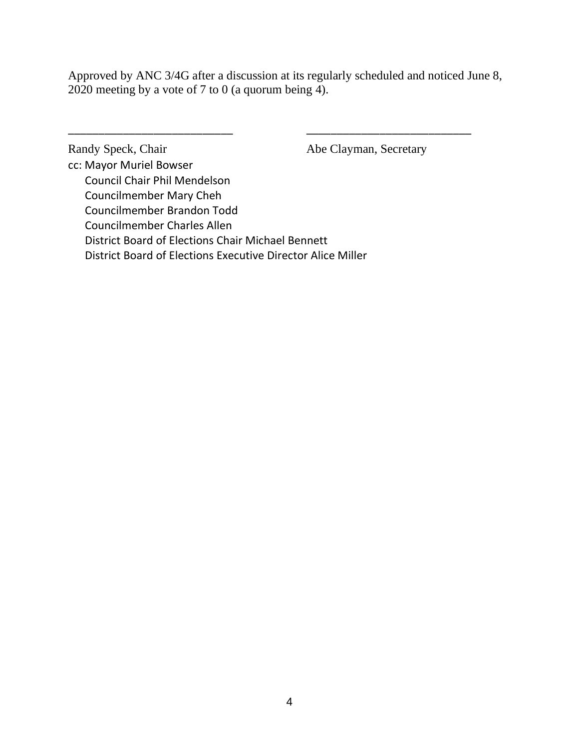Approved by ANC 3/4G after a discussion at its regularly scheduled and noticed June 8, 2020 meeting by a vote of 7 to 0 (a quorum being 4).

\_\_\_\_\_\_\_\_\_\_\_\_\_\_\_\_\_\_\_\_\_\_\_\_\_\_ \_\_\_\_\_\_\_\_\_\_\_\_\_\_\_\_\_\_\_\_\_\_\_\_\_\_

Randy Speck, Chair Abe Clayman, Secretary

cc: Mayor Muriel Bowser
Council Chair Phil Mendelson
Councilmember Mary Cheh
Councilmember Brandon Todd
Councilmember Charles Allen
District Board of Elections Chair Michael Bennett
District Board of Elections Executive Director Alice Miller